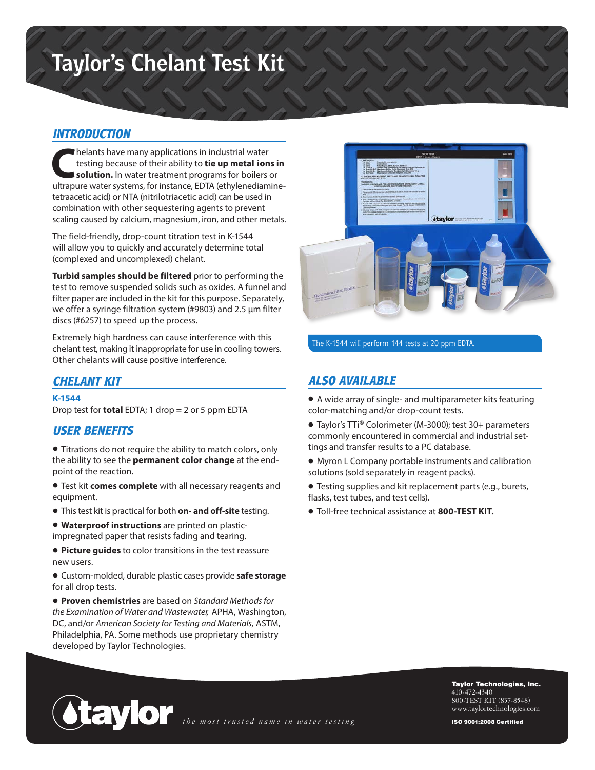# Taylor's Chelant Test Kit

## INTRODUCTION

Chelants have many applications in industrial water testing because of their ability to **tie up metal ions in solution.** In water treatment programs for boilers or ultrapure water systems, for instance, EDTA (ethylenediamine-tetraacetic acid) or NTA (nitrilotriacetic acid) can be used in combination with other sequestering agents to prevent scaling caused by calcium, magnesium, iron, and other metals.

The field-friendly, drop-count titration test in K-1544 will allow you to quickly and accurately determine total (complexed and uncomplexed) chelant.

**Turbid samples should be filtered** prior to performing the test to remove suspended solids such as oxides. A funnel and filter paper are included in the kit for this purpose. Separately, we offer a syringe filtration system (#9803) and 2.5 µm filter discs (#6257) to speed up the process.

Extremely high hardness can cause interference with this chelant test, making it inappropriate for use in cooling towers. Other chelants will cause positive interference.

The K-1544 will perform 144 tests at 20 ppm EDTA.

## CHELANT KIT

**K-1544**
Drop test for **total** EDTA; 1 drop = 2 or 5 ppm EDTA

## USER BENEFITS

- Titrations do not require the ability to match colors, only the ability to see the **permanent color change** at the endpoint of the reaction.
- Test kit **comes complete** with all necessary reagents and equipment.
- This test kit is practical for both **on- and off-site** testing.
- **Waterproof instructions** are printed on plastic-impregnated paper that resists fading and tearing.
- **Picture guides** to color transitions in the test reassure new users.
- Custom-molded, durable plastic cases provide **safe storage** for all drop tests.
- **Proven chemistries** are based on *Standard Methods for the Examination of Water and Wastewater,* APHA, Washington, DC, and/or *American Society for Testing and Materials,* ASTM, Philadelphia, PA. Some methods use proprietary chemistry developed by Taylor Technologies.

## ALSO AVAILABLE

- A wide array of single- and multiparameter kits featuring color-matching and/or drop-count tests.
- Taylor's TTi® Colorimeter (M-3000); test 30+ parameters commonly encountered in commercial and industrial settings and transfer results to a PC database.
- Myron L Company portable instruments and calibration solutions (sold separately in reagent packs).
- Testing supplies and kit replacement parts (e.g., burets, flasks, test tubes, and test cells).
- Toll-free technical assistance at **800-TEST KIT.**

taylor *the most trusted name in water testing*

**Taylor Technologies, Inc.**
410-472-4340
800-TEST KIT (837-8548)
www.taylortechnologies.com
**ISO 9001:2008 Certified**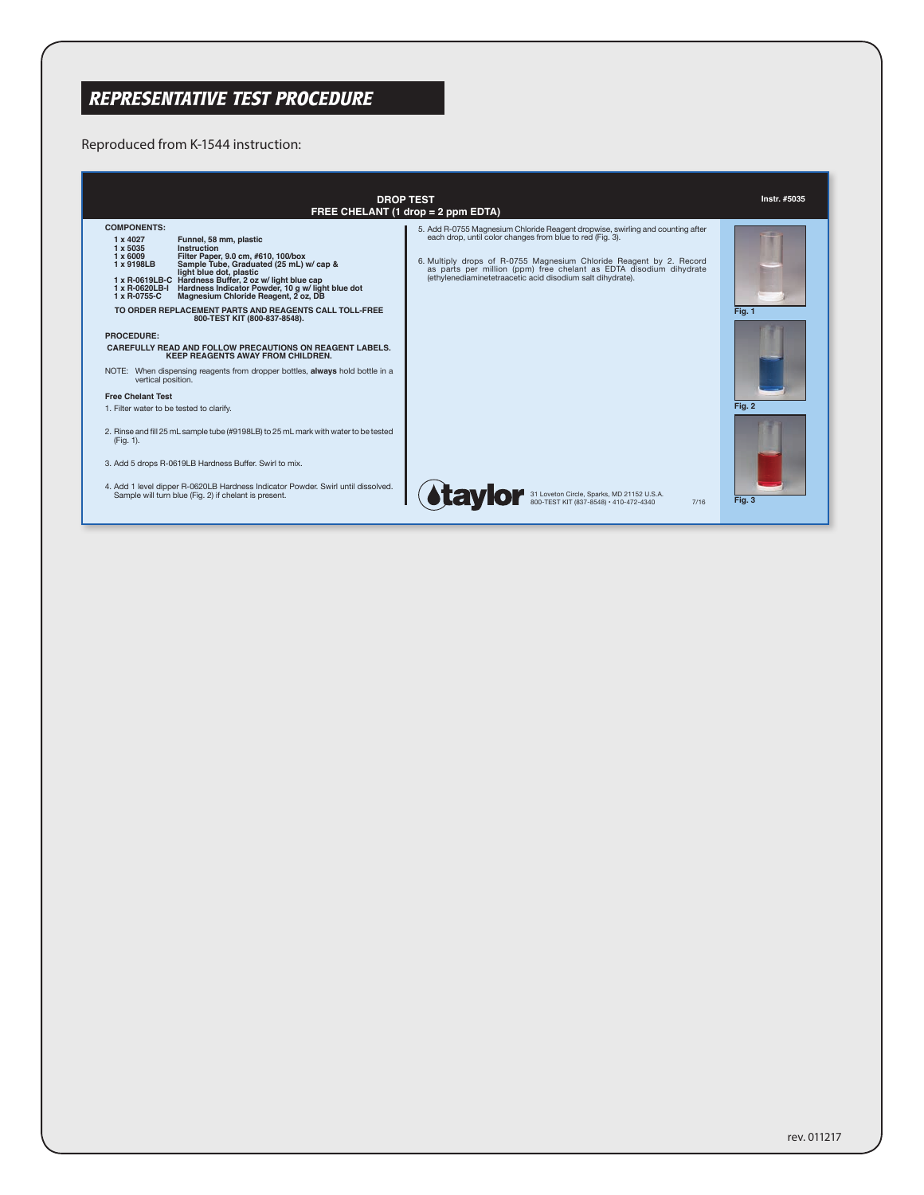# REPRESENTATIVE TEST PROCEDURE

Reproduced from K-1544 instruction:

## DROP TEST
## FREE CHELANT (1 drop = 2 ppm EDTA)

Instr. #5035

**COMPONENTS:**

| | |
|---|---|
| **1 x 4027** | **Funnel, 58 mm, plastic** |
| **1 x 5035** | **Instruction** |
| **1 x 6009** | **Filter Paper, 9.0 cm, #610, 100/box** |
| **1 x 9198LB** | **Sample Tube, Graduated (25 mL) w/ cap & light blue dot, plastic** |
| **1 x R-0619LB-C** | **Hardness Buffer, 2 oz w/ light blue cap** |
| **1 x R-0620LB-I** | **Hardness Indicator Powder, 10 g w/ light blue dot** |
| **1 x R-0755-C** | **Magnesium Chloride Reagent, 2 oz, DB** |

**TO ORDER REPLACEMENT PARTS AND REAGENTS CALL TOLL-FREE 800-TEST KIT (800-837-8548).**

**PROCEDURE:**

**CAREFULLY READ AND FOLLOW PRECAUTIONS ON REAGENT LABELS. KEEP REAGENTS AWAY FROM CHILDREN.**

NOTE: When dispensing reagents from dropper bottles, **always** hold bottle in a vertical position.

**Free Chelant Test**

1. Filter water to be tested to clarify.
2. Rinse and fill 25 mL sample tube (#9198LB) to 25 mL mark with water to be tested (Fig. 1).
3. Add 5 drops R-0619LB Hardness Buffer. Swirl to mix.
4. Add 1 level dipper R-0620LB Hardness Indicator Powder. Swirl until dissolved. Sample will turn blue (Fig. 2) if chelant is present.
5. Add R-0755 Magnesium Chloride Reagent dropwise, swirling and counting after each drop, until color changes from blue to red (Fig. 3).
6. Multiply drops of R-0755 Magnesium Chloride Reagent by 2. Record as parts per million (ppm) free chelant as EDTA disodium dihydrate (ethylenediaminetetraacetic acid disodium salt dihydrate).

Fig. 1

Fig. 2

Fig. 3

taylor 31 Loveton Circle, Sparks, MD 21152 U.S.A.
800-TEST KIT (837-8548) • 410-472-4340 7/16

rev. 011217